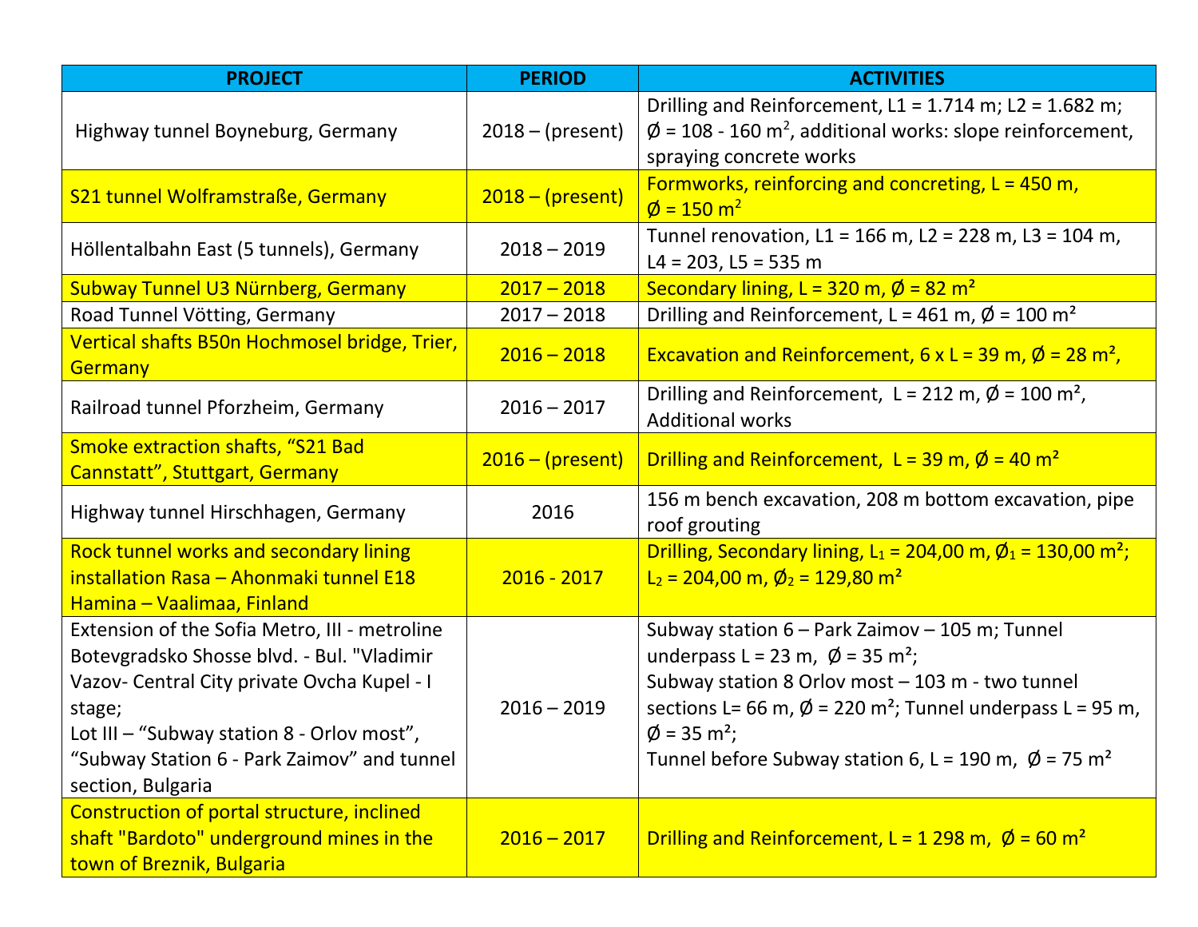| PROJECT | PERIOD | ACTIVITIES |
| --- | --- | --- |
| Highway tunnel Boyneburg, Germany | 2018 – (present) | Drilling and Reinforcement, L1 = 1.714 m; L2 = 1.682 m; Ø = 108 - 160 $m^2$, additional works: slope reinforcement, spraying concrete works |
| S21 tunnel Wolframstraße, Germany | 2018 – (present) | Formworks, reinforcing and concreting, L = 450 m, Ø = 150 $m^2$ |
| Höllentalbahn East (5 tunnels), Germany | 2018 – 2019 | Tunnel renovation, L1 = 166 m, L2 = 228 m, L3 = 104 m, L4 = 203, L5 = 535 m |
| Subway Tunnel U3 Nürnberg, Germany | 2017 – 2018 | Secondary lining, L = 320 m, Ø = 82 $m^2$ |
| Road Tunnel Vötting, Germany | 2017 – 2018 | Drilling and Reinforcement, L = 461 m, Ø = 100 $m^2$ |
| Vertical shafts B50n Hochmosel bridge, Trier, Germany | 2016 – 2018 | Excavation and Reinforcement, 6 x L = 39 m, Ø = 28 $m^2$, |
| Railroad tunnel Pforzheim, Germany | 2016 – 2017 | Drilling and Reinforcement, L = 212 m, Ø = 100 $m^2$, Additional works |
| Smoke extraction shafts, “S21 Bad Cannstatt”, Stuttgart, Germany | 2016 – (present) | Drilling and Reinforcement, L = 39 m, Ø = 40 $m^2$ |
| Highway tunnel Hirschhagen, Germany | 2016 | 156 m bench excavation, 208 m bottom excavation, pipe roof grouting |
| Rock tunnel works and secondary lining installation Rasa – Ahonmaki tunnel E18 Hamina – Vaalimaa, Finland | 2016 - 2017 | Drilling, Secondary lining, $L_1$ = 204,00 m, $Ø_1$ = 130,00 $m^2$; $L_2$ = 204,00 m, $Ø_2$ = 129,80 $m^2$ |
| Extension of the Sofia Metro, III - metroline Botevgradsko Shosse blvd. - Bul. "Vladimir Vazov- Central City private Ovcha Kupel - I stage; Lot III – “Subway station 8 - Orlov most”, “Subway Station 6 - Park Zaimov” and tunnel section, Bulgaria | 2016 – 2019 | Subway station 6 – Park Zaimov – 105 m; Tunnel underpass L = 23 m, Ø = 35 $m^2$; Subway station 8 Orlov most – 103 m - two tunnel sections L= 66 m, Ø = 220 $m^2$; Tunnel underpass L = 95 m, Ø = 35 $m^2$; Tunnel before Subway station 6, L = 190 m, Ø = 75 $m^2$ |
| Construction of portal structure, inclined shaft "Bardoto" underground mines in the town of Breznik, Bulgaria | 2016 – 2017 | Drilling and Reinforcement, L = 1 298 m, Ø = 60 $m^2$ |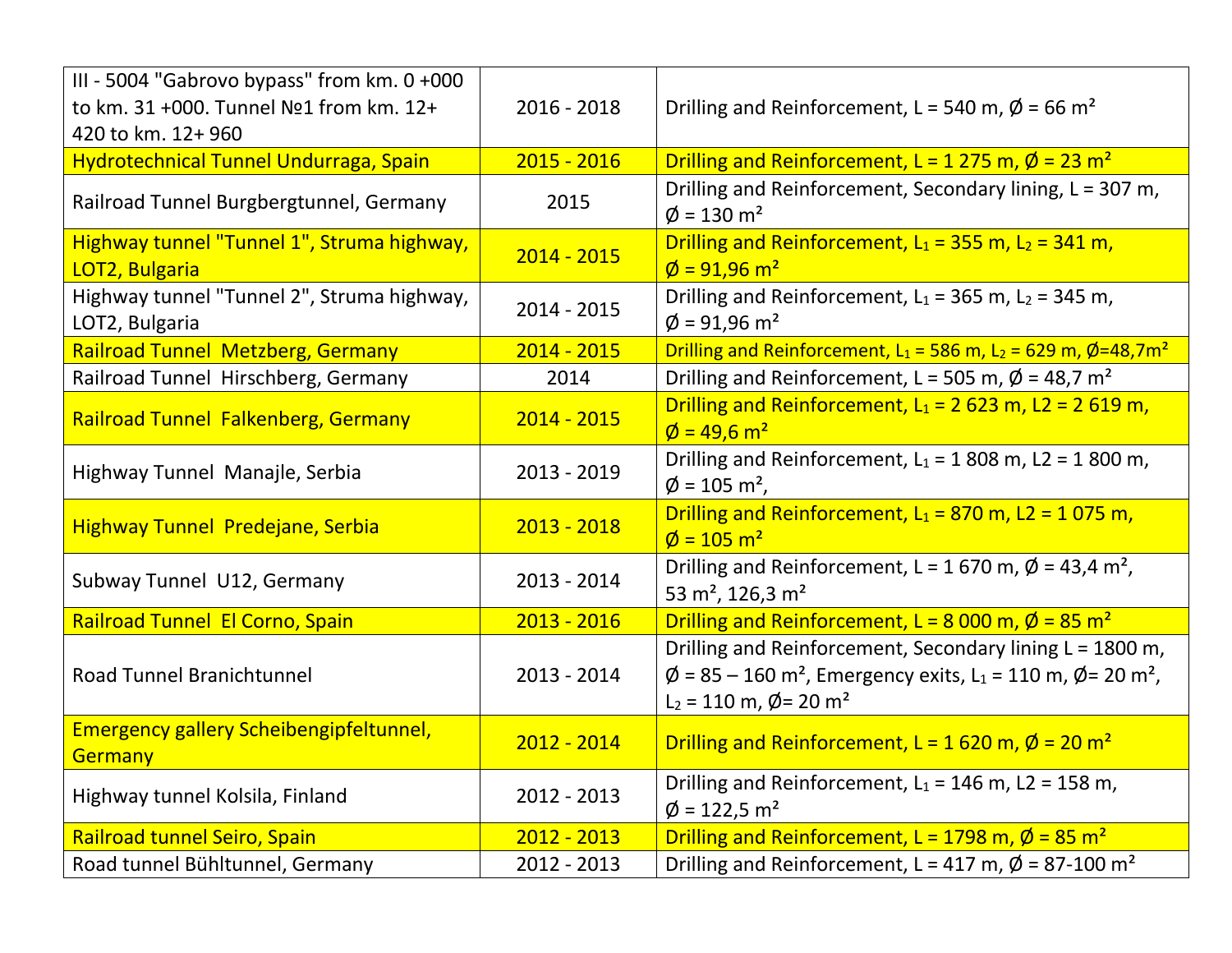| | | |
|---|---|---|
| III - 5004 "Gabrovo bypass" from km. 0 +000 to km. 31 +000. Tunnel №1 from km. 12+ 420 to km. 12+ 960 | 2016 - 2018 | Drilling and Reinforcement, L = 540 m, Ø = 66 m² |
| Hydrotechnical Tunnel Undurraga, Spain | 2015 - 2016 | Drilling and Reinforcement, L = 1 275 m, Ø = 23 m² |
| Railroad Tunnel Burgbergtunnel, Germany | 2015 | Drilling and Reinforcement, Secondary lining, L = 307 m, Ø = 130 m² |
| Highway tunnel "Tunnel 1", Struma highway, LOT2, Bulgaria | 2014 - 2015 | Drilling and Reinforcement, $L_1$ = 355 m, $L_2$ = 341 m, Ø = 91,96 m² |
| Highway tunnel "Tunnel 2", Struma highway, LOT2, Bulgaria | 2014 - 2015 | Drilling and Reinforcement, $L_1$ = 365 m, $L_2$ = 345 m, Ø = 91,96 m² |
| Railroad Tunnel Metzberg, Germany | 2014 - 2015 | Drilling and Reinforcement, $L_1$ = 586 m, $L_2$ = 629 m, Ø=48,7m² |
| Railroad Tunnel Hirschberg, Germany | 2014 | Drilling and Reinforcement, L = 505 m, Ø = 48,7 m² |
| Railroad Tunnel Falkenberg, Germany | 2014 - 2015 | Drilling and Reinforcement, $L_1$ = 2 623 m, L2 = 2 619 m, Ø = 49,6 m² |
| Highway Tunnel Manajle, Serbia | 2013 - 2019 | Drilling and Reinforcement, $L_1$ = 1 808 m, L2 = 1 800 m, Ø = 105 m², |
| Highway Tunnel Predejane, Serbia | 2013 - 2018 | Drilling and Reinforcement, $L_1$ = 870 m, L2 = 1 075 m, Ø = 105 m² |
| Subway Tunnel U12, Germany | 2013 - 2014 | Drilling and Reinforcement, L = 1 670 m, Ø = 43,4 m², 53 m², 126,3 m² |
| Railroad Tunnel El Corno, Spain | 2013 - 2016 | Drilling and Reinforcement, L = 8 000 m, Ø = 85 m² |
| Road Tunnel Branichtunnel | 2013 - 2014 | Drilling and Reinforcement, Secondary lining L = 1800 m, Ø = 85 – 160 m², Emergency exits, $L_1$ = 110 m, Ø= 20 m², $L_2$ = 110 m, Ø= 20 m² |
| Emergency gallery Scheibengipfeltunnel, Germany | 2012 - 2014 | Drilling and Reinforcement, L = 1 620 m, Ø = 20 m² |
| Highway tunnel Kolsila, Finland | 2012 - 2013 | Drilling and Reinforcement, $L_1$ = 146 m, L2 = 158 m, Ø = 122,5 m² |
| Railroad tunnel Seiro, Spain | 2012 - 2013 | Drilling and Reinforcement, L = 1798 m, Ø = 85 m² |
| Road tunnel Bühltunnel, Germany | 2012 - 2013 | Drilling and Reinforcement, L = 417 m, Ø = 87-100 m² |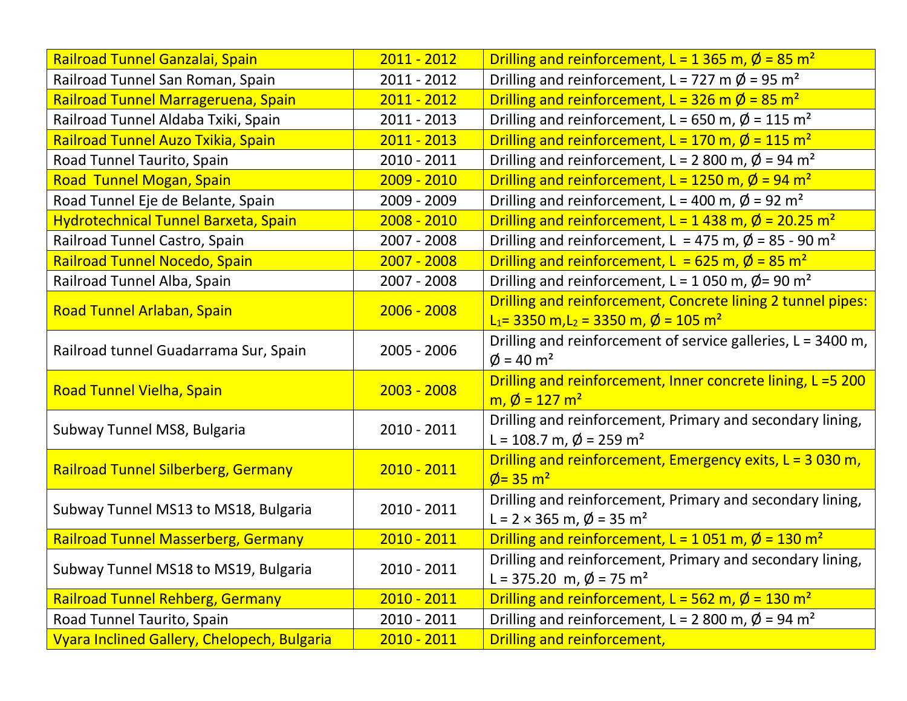| Railroad Tunnel Ganzalai, Spain | 2011 - 2012 | Drilling and reinforcement, L = 1 365 m, Ø = 85 m² |
|---|---|---|
| Railroad Tunnel San Roman, Spain | 2011 - 2012 | Drilling and reinforcement, L = 727 m Ø = 95 m² |
| Railroad Tunnel Marrageruena, Spain | 2011 - 2012 | Drilling and reinforcement, L = 326 m Ø = 85 m² |
| Railroad Tunnel Aldaba Txiki, Spain | 2011 - 2013 | Drilling and reinforcement, L = 650 m, Ø = 115 m² |
| Railroad Tunnel Auzo Txikia, Spain | 2011 - 2013 | Drilling and reinforcement, L = 170 m, Ø = 115 m² |
| Road Tunnel Taurito, Spain | 2010 - 2011 | Drilling and reinforcement, L = 2 800 m, Ø = 94 m² |
| Road Tunnel Mogan, Spain | 2009 - 2010 | Drilling and reinforcement, L = 1250 m, Ø = 94 m² |
| Road Tunnel Eje de Belante, Spain | 2009 - 2009 | Drilling and reinforcement, L = 400 m, Ø = 92 m² |
| Hydrotechnical Tunnel Barxeta, Spain | 2008 - 2010 | Drilling and reinforcement, L = 1 438 m, Ø = 20.25 m² |
| Railroad Tunnel Castro, Spain | 2007 - 2008 | Drilling and reinforcement, L = 475 m, Ø = 85 - 90 m² |
| Railroad Tunnel Nocedo, Spain | 2007 - 2008 | Drilling and reinforcement, L = 625 m, Ø = 85 m² |
| Railroad Tunnel Alba, Spain | 2007 - 2008 | Drilling and reinforcement, L = 1 050 m, Ø= 90 m² |
| Road Tunnel Arlaban, Spain | 2006 - 2008 | Drilling and reinforcement, Concrete lining 2 tunnel pipes: $L_1$= 3350 m,$L_2$ = 3350 m, Ø = 105 m² |
| Railroad tunnel Guadarrama Sur, Spain | 2005 - 2006 | Drilling and reinforcement of service galleries, L = 3400 m, Ø = 40 m² |
| Road Tunnel Vielha, Spain | 2003 - 2008 | Drilling and reinforcement, Inner concrete lining, L =5 200 m, Ø = 127 m² |
| Subway Tunnel MS8, Bulgaria | 2010 - 2011 | Drilling and reinforcement, Primary and secondary lining, L = 108.7 m, Ø = 259 m² |
| Railroad Tunnel Silberberg, Germany | 2010 - 2011 | Drilling and reinforcement, Emergency exits, L = 3 030 m, Ø= 35 m² |
| Subway Tunnel MS13 to MS18, Bulgaria | 2010 - 2011 | Drilling and reinforcement, Primary and secondary lining, L = 2 × 365 m, Ø = 35 m² |
| Railroad Tunnel Masserberg, Germany | 2010 - 2011 | Drilling and reinforcement, L = 1 051 m, Ø = 130 m² |
| Subway Tunnel MS18 to MS19, Bulgaria | 2010 - 2011 | Drilling and reinforcement, Primary and secondary lining, L = 375.20 m, Ø = 75 m² |
| Railroad Tunnel Rehberg, Germany | 2010 - 2011 | Drilling and reinforcement, L = 562 m, Ø = 130 m² |
| Road Tunnel Taurito, Spain | 2010 - 2011 | Drilling and reinforcement, L = 2 800 m, Ø = 94 m² |
| Vyara Inclined Gallery, Chelopech, Bulgaria | 2010 - 2011 | Drilling and reinforcement, |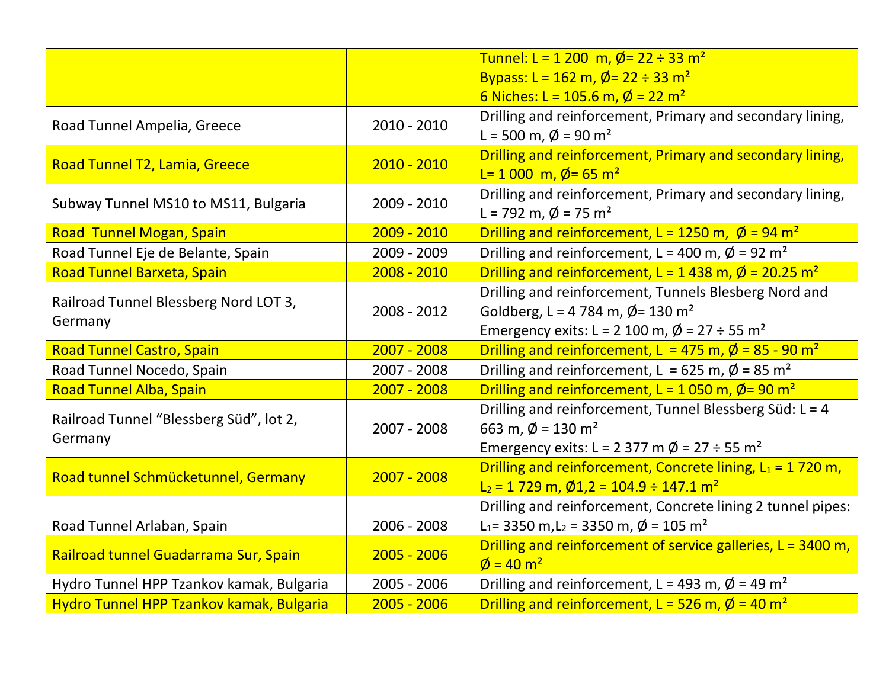| | | |
|---|---|---|
| | | Tunnel: L = 1 200  m, Ø= 22 ÷ 33 m²<br>Bypass: L = 162 m, Ø= 22 ÷ 33 m²<br>6 Niches: L = 105.6 m, Ø = 22 m² |
| Road Tunnel Ampelia, Greece | 2010 - 2010 | Drilling and reinforcement, Primary and secondary lining, L = 500 m, Ø = 90 m² |
| Road Tunnel T2, Lamia, Greece | 2010 - 2010 | Drilling and reinforcement, Primary and secondary lining, L= 1 000  m, Ø= 65 m² |
| Subway Tunnel MS10 to MS11, Bulgaria | 2009 - 2010 | Drilling and reinforcement, Primary and secondary lining, L = 792 m, Ø = 75 m² |
| Road  Tunnel Mogan, Spain | 2009 - 2010 | Drilling and reinforcement, L = 1250 m,  Ø = 94 m² |
| Road Tunnel Eje de Belante, Spain | 2009 - 2009 | Drilling and reinforcement, L = 400 m, Ø = 92 m² |
| Road Tunnel Barxeta, Spain | 2008 - 2010 | Drilling and reinforcement, L = 1 438 m, Ø = 20.25 m² |
| Railroad Tunnel Blessberg Nord LOT 3, Germany | 2008 - 2012 | Drilling and reinforcement, Tunnels Blesberg Nord and Goldberg, L = 4 784 m, Ø= 130 m²<br>Emergency exits: L = 2 100 m, Ø = 27 ÷ 55 m² |
| Road Tunnel Castro, Spain | 2007 - 2008 | Drilling and reinforcement, L  = 475 m, Ø = 85 - 90 m² |
| Road Tunnel Nocedo, Spain | 2007 - 2008 | Drilling and reinforcement, L  = 625 m, Ø = 85 m² |
| Road Tunnel Alba, Spain | 2007 - 2008 | Drilling and reinforcement, L = 1 050 m, Ø= 90 m² |
| Railroad Tunnel “Blessberg Süd”, lot 2, Germany | 2007 - 2008 | Drilling and reinforcement, Tunnel Blessberg Süd: L = 4 663 m, Ø = 130 m²<br>Emergency exits: L = 2 377 m Ø = 27 ÷ 55 m² |
| Road tunnel Schmücketunnel, Germany | 2007 - 2008 | Drilling and reinforcement, Concrete lining, $L_1$ = 1 720 m, $L_2$ = 1 729 m, Ø1,2 = 104.9 ÷ 147.1 m² |
| Road Tunnel Arlaban, Spain | 2006 - 2008 | Drilling and reinforcement, Concrete lining 2 tunnel pipes: $L_1$= 3350 m,$L_2$ = 3350 m, Ø = 105 m² |
| Railroad tunnel Guadarrama Sur, Spain | 2005 - 2006 | Drilling and reinforcement of service galleries, L = 3400 m, Ø = 40 m² |
| Hydro Tunnel HPP Tzankov kamak, Bulgaria | 2005 - 2006 | Drilling and reinforcement, L = 493 m, Ø = 49 m² |
| Hydro Tunnel HPP Tzankov kamak, Bulgaria | 2005 - 2006 | Drilling and reinforcement, L = 526 m, Ø = 40 m² |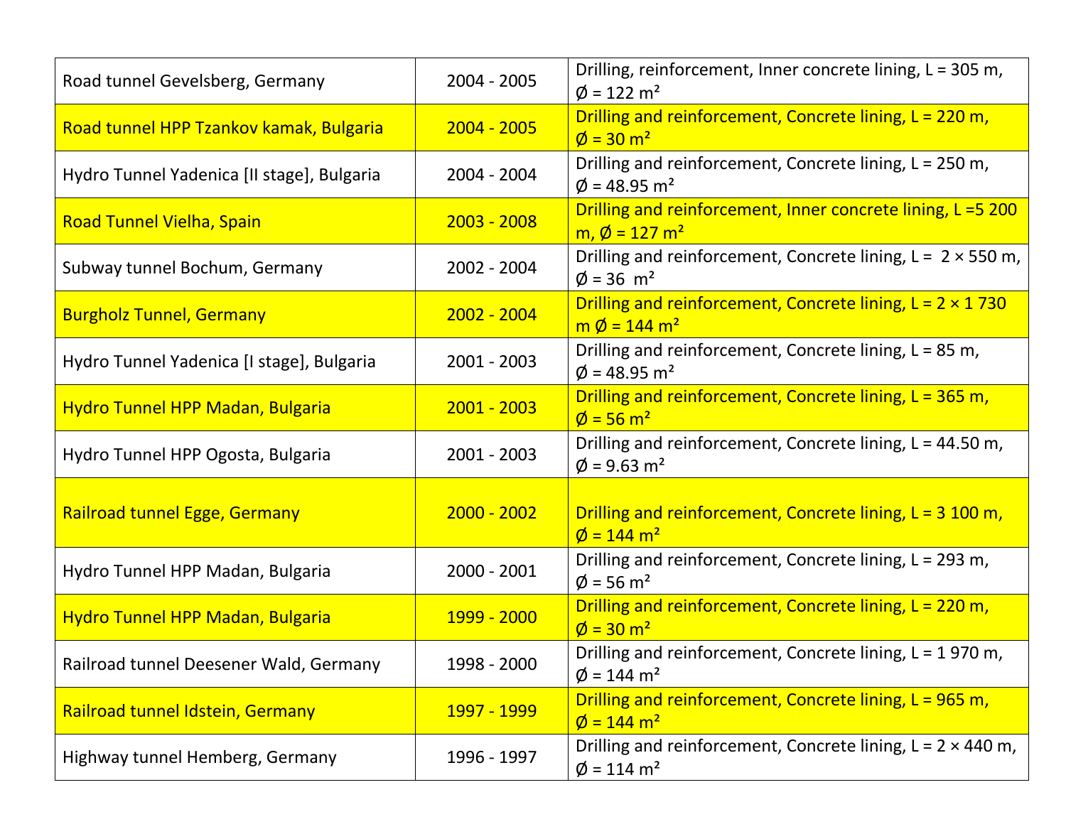| | | |
|---|---|---|
| Road tunnel Gevelsberg, Germany | 2004 - 2005 | Drilling, reinforcement, Inner concrete lining, L = 305 m, Ø = 122 m² |
| Road tunnel HPP Tzankov kamak, Bulgaria | 2004 - 2005 | Drilling and reinforcement, Concrete lining, L = 220 m, Ø = 30 m² |
| Hydro Tunnel Yadenica [II stage], Bulgaria | 2004 - 2004 | Drilling and reinforcement, Concrete lining, L = 250 m, Ø = 48.95 m² |
| Road Tunnel Vielha, Spain | 2003 - 2008 | Drilling and reinforcement, Inner concrete lining, L =5 200 m, Ø = 127 m² |
| Subway tunnel Bochum, Germany | 2002 - 2004 | Drilling and reinforcement, Concrete lining, L = 2 × 550 m, Ø = 36 m² |
| Burgholz Tunnel, Germany | 2002 - 2004 | Drilling and reinforcement, Concrete lining, L = 2 × 1 730 m Ø = 144 m² |
| Hydro Tunnel Yadenica [I stage], Bulgaria | 2001 - 2003 | Drilling and reinforcement, Concrete lining, L = 85 m, Ø = 48.95 m² |
| Hydro Tunnel HPP Madan, Bulgaria | 2001 - 2003 | Drilling and reinforcement, Concrete lining, L = 365 m, Ø = 56 m² |
| Hydro Tunnel HPP Ogosta, Bulgaria | 2001 - 2003 | Drilling and reinforcement, Concrete lining, L = 44.50 m, Ø = 9.63 m² |
| Railroad tunnel Egge, Germany | 2000 - 2002 | Drilling and reinforcement, Concrete lining, L = 3 100 m, Ø = 144 m² |
| Hydro Tunnel HPP Madan, Bulgaria | 2000 - 2001 | Drilling and reinforcement, Concrete lining, L = 293 m, Ø = 56 m² |
| Hydro Tunnel HPP Madan, Bulgaria | 1999 - 2000 | Drilling and reinforcement, Concrete lining, L = 220 m, Ø = 30 m² |
| Railroad tunnel Deesener Wald, Germany | 1998 - 2000 | Drilling and reinforcement, Concrete lining, L = 1 970 m, Ø = 144 m² |
| Railroad tunnel Idstein, Germany | 1997 - 1999 | Drilling and reinforcement, Concrete lining, L = 965 m, Ø = 144 m² |
| Highway tunnel Hemberg, Germany | 1996 - 1997 | Drilling and reinforcement, Concrete lining, L = 2 × 440 m, Ø = 114 m² |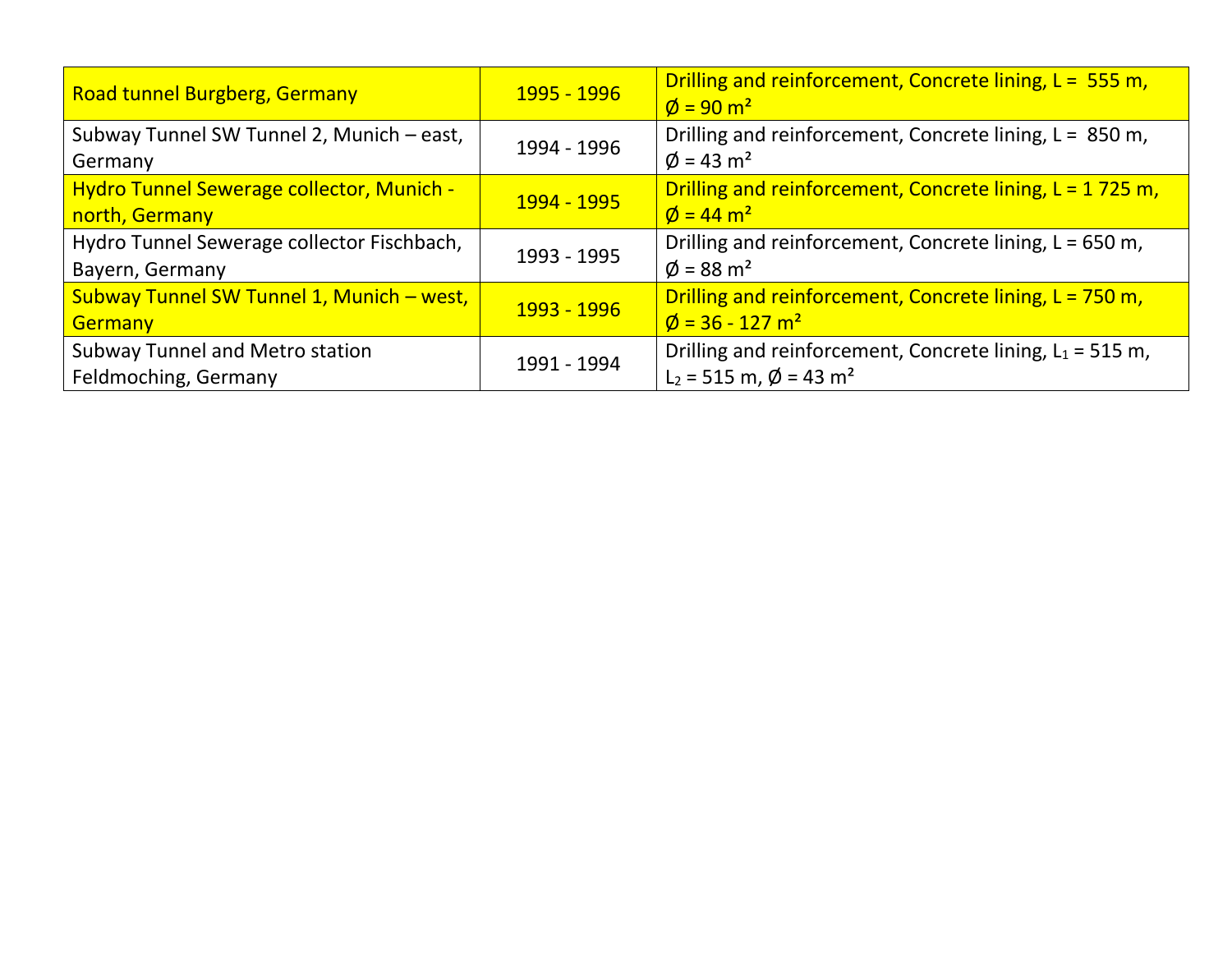| | | |
|---|---|---|
| Road tunnel Burgberg, Germany | 1995 - 1996 | Drilling and reinforcement, Concrete lining, L = 555 m, Ø = 90 m² |
| Subway Tunnel SW Tunnel 2, Munich – east, Germany | 1994 - 1996 | Drilling and reinforcement, Concrete lining, L = 850 m, Ø = 43 m² |
| Hydro Tunnel Sewerage collector, Munich - north, Germany | 1994 - 1995 | Drilling and reinforcement, Concrete lining, L = 1 725 m, Ø = 44 m² |
| Hydro Tunnel Sewerage collector Fischbach, Bayern, Germany | 1993 - 1995 | Drilling and reinforcement, Concrete lining, L = 650 m, Ø = 88 m² |
| Subway Tunnel SW Tunnel 1, Munich – west, Germany | 1993 - 1996 | Drilling and reinforcement, Concrete lining, L = 750 m, Ø = 36 - 127 m² |
| Subway Tunnel and Metro station Feldmoching, Germany | 1991 - 1994 | Drilling and reinforcement, Concrete lining, $L_1$ = 515 m, $L_2$ = 515 m, Ø = 43 m² |